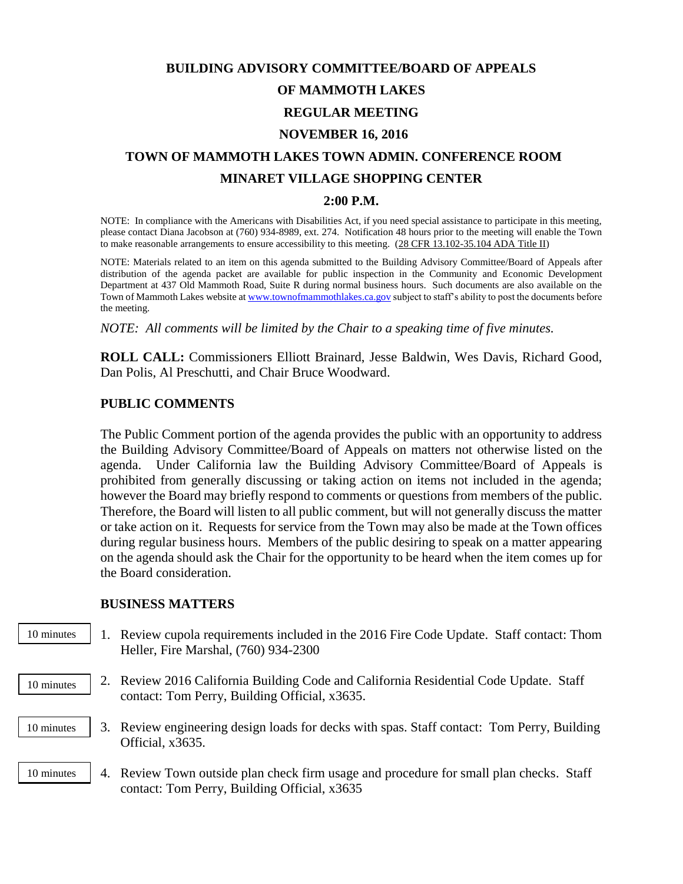# BUILDING ADVISORY COMMITTEE/BOARD OF APPEALS

# OF MAMMOTH LAKES

## REGULAR MEETING

## NOVEMBER 16, 2016

## TOWN OF MAMMOTH LAKES TOWN ADMIN. CONFERENCE ROOM

## MINARET VILLAGE SHOPPING CENTER

## 2:00 P.M.

NOTE: In compliance with the Americans with Disabilities Act, if you need special assistance to participate in this meeting, please contact Diana Jacobson at (760) 934-8989, ext. 274. Notification 48 hours prior to the meeting will enable the Town to make reasonable arrangements to ensure accessibility to this meeting. (28 CFR 13.102-35.104 ADA Title II)

NOTE: Materials related to an item on this agenda submitted to the Building Advisory Committee/Board of Appeals after distribution of the agenda packet are available for public inspection in the Community and Economic Development Department at 437 Old Mammoth Road, Suite R during normal business hours. Such documents are also available on the Town of Mammoth Lakes website at www.townofmammothlakes.ca.gov subject to staff's ability to post the documents before the meeting.

*NOTE: All comments will be limited by the Chair to a speaking time of five minutes.*

**ROLL CALL:** Commissioners Elliott Brainard, Jesse Baldwin, Wes Davis, Richard Good, Dan Polis, Al Preschutti, and Chair Bruce Woodward.

### PUBLIC COMMENTS

The Public Comment portion of the agenda provides the public with an opportunity to address the Building Advisory Committee/Board of Appeals on matters not otherwise listed on the agenda. Under California law the Building Advisory Committee/Board of Appeals is prohibited from generally discussing or taking action on items not included in the agenda; however the Board may briefly respond to comments or questions from members of the public. Therefore, the Board will listen to all public comment, but will not generally discuss the matter or take action on it. Requests for service from the Town may also be made at the Town offices during regular business hours. Members of the public desiring to speak on a matter appearing on the agenda should ask the Chair for the opportunity to be heard when the item comes up for the Board consideration.

### BUSINESS MATTERS

10 minutes

1. Review cupola requirements included in the 2016 Fire Code Update. Staff contact: Thom Heller, Fire Marshal, (760) 934-2300

10 minutes

2. Review 2016 California Building Code and California Residential Code Update. Staff contact: Tom Perry, Building Official, x3635.

10 minutes

3. Review engineering design loads for decks with spas. Staff contact: Tom Perry, Building Official, x3635.

10 minutes

4. Review Town outside plan check firm usage and procedure for small plan checks. Staff contact: Tom Perry, Building Official, x3635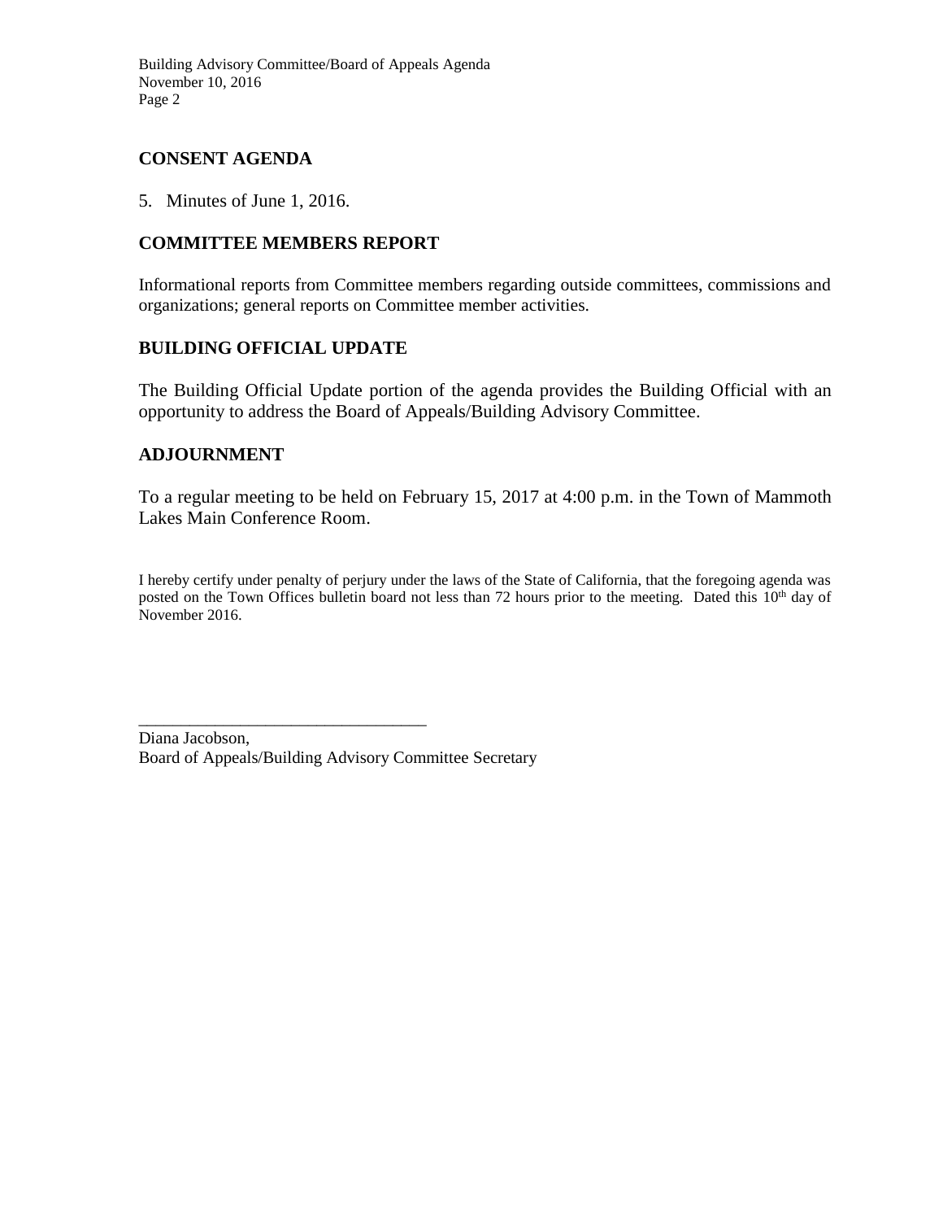## CONSENT AGENDA

5. Minutes of June 1, 2016.

## COMMITTEE MEMBERS REPORT

Informational reports from Committee members regarding outside committees, commissions and organizations; general reports on Committee member activities.

## BUILDING OFFICIAL UPDATE

The Building Official Update portion of the agenda provides the Building Official with an opportunity to address the Board of Appeals/Building Advisory Committee.

## ADJOURNMENT

To a regular meeting to be held on February 15, 2017 at 4:00 p.m. in the Town of Mammoth Lakes Main Conference Room.

I hereby certify under penalty of perjury under the laws of the State of California, that the foregoing agenda was posted on the Town Offices bulletin board not less than 72 hours prior to the meeting. Dated this 10th day of November 2016.

___________________________________

Diana Jacobson,
Board of Appeals/Building Advisory Committee Secretary